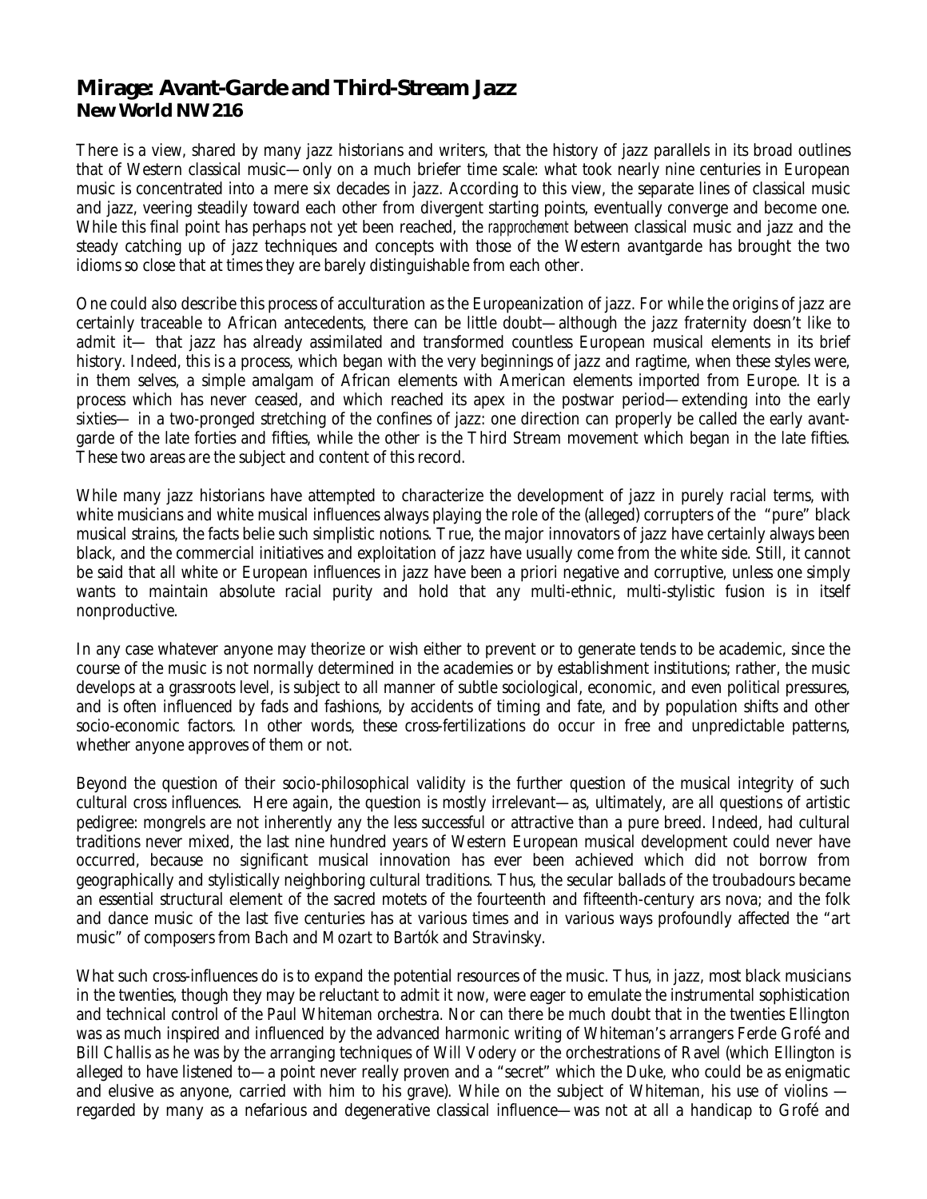# Mirage: Avant-Garde and Third-Stream Jazz
## New World NW 216

There is a view, shared by many jazz historians and writers, that the history of jazz parallels in its broad outlines that of Western classical music—only on a much briefer time scale: what took nearly nine centuries in European music is concentrated into a mere six decades in jazz. According to this view, the separate lines of classical music and jazz, veering steadily toward each other from divergent starting points, eventually converge and become one. While this final point has perhaps not yet been reached, the *rapprochement* between classical music and jazz and the steady catching up of jazz techniques and concepts with those of the Western avantgarde has brought the two idioms so close that at times they are barely distinguishable from each other.

One could also describe this process of acculturation as the Europeanization of jazz. For while the origins of jazz are certainly traceable to African antecedents, there can be little doubt—although the jazz fraternity doesn't like to admit it— that jazz has already assimilated and transformed countless European musical elements in its brief history. Indeed, this is a process, which began with the very beginnings of jazz and ragtime, when these styles were, in them selves, a simple amalgam of African elements with American elements imported from Europe. It is a process which has never ceased, and which reached its apex in the postwar period—extending into the early sixties— in a two-pronged stretching of the confines of jazz: one direction can properly be called the early avant-garde of the late forties and fifties, while the other is the Third Stream movement which began in the late fifties. These two areas are the subject and content of this record.

While many jazz historians have attempted to characterize the development of jazz in purely racial terms, with white musicians and white musical influences always playing the role of the (alleged) corrupters of the "pure" black musical strains, the facts belie such simplistic notions. True, the major innovators of jazz have certainly always been black, and the commercial initiatives and exploitation of jazz have usually come from the white side. Still, it cannot be said that all white or European influences in jazz have been a priori negative and corruptive, unless one simply wants to maintain absolute racial purity and hold that any multi-ethnic, multi-stylistic fusion is in itself nonproductive.

In any case whatever anyone may theorize or wish either to prevent or to generate tends to be academic, since the course of the music is not normally determined in the academies or by establishment institutions; rather, the music develops at a grassroots level, is subject to all manner of subtle sociological, economic, and even political pressures, and is often influenced by fads and fashions, by accidents of timing and fate, and by population shifts and other socio-economic factors. In other words, these cross-fertilizations do occur in free and unpredictable patterns, whether anyone approves of them or not.

Beyond the question of their socio-philosophical validity is the further question of the musical integrity of such cultural cross influences. Here again, the question is mostly irrelevant—as, ultimately, are all questions of artistic pedigree: mongrels are not inherently any the less successful or attractive than a pure breed. Indeed, had cultural traditions never mixed, the last nine hundred years of Western European musical development could never have occurred, because no significant musical innovation has ever been achieved which did not borrow from geographically and stylistically neighboring cultural traditions. Thus, the secular ballads of the troubadours became an essential structural element of the sacred motets of the fourteenth and fifteenth-century ars nova; and the folk and dance music of the last five centuries has at various times and in various ways profoundly affected the "art music" of composers from Bach and Mozart to Bartók and Stravinsky.

What such cross-influences do is to expand the potential resources of the music. Thus, in jazz, most black musicians in the twenties, though they may be reluctant to admit it now, were eager to emulate the instrumental sophistication and technical control of the Paul Whiteman orchestra. Nor can there be much doubt that in the twenties Ellington was as much inspired and influenced by the advanced harmonic writing of Whiteman's arrangers Ferde Grofé and Bill Challis as he was by the arranging techniques of Will Vodery or the orchestrations of Ravel (which Ellington is alleged to have listened to—a point never really proven and a "secret" which the Duke, who could be as enigmatic and elusive as anyone, carried with him to his grave). While on the subject of Whiteman, his use of violins — regarded by many as a nefarious and degenerative classical influence—was not at all a handicap to Grofé and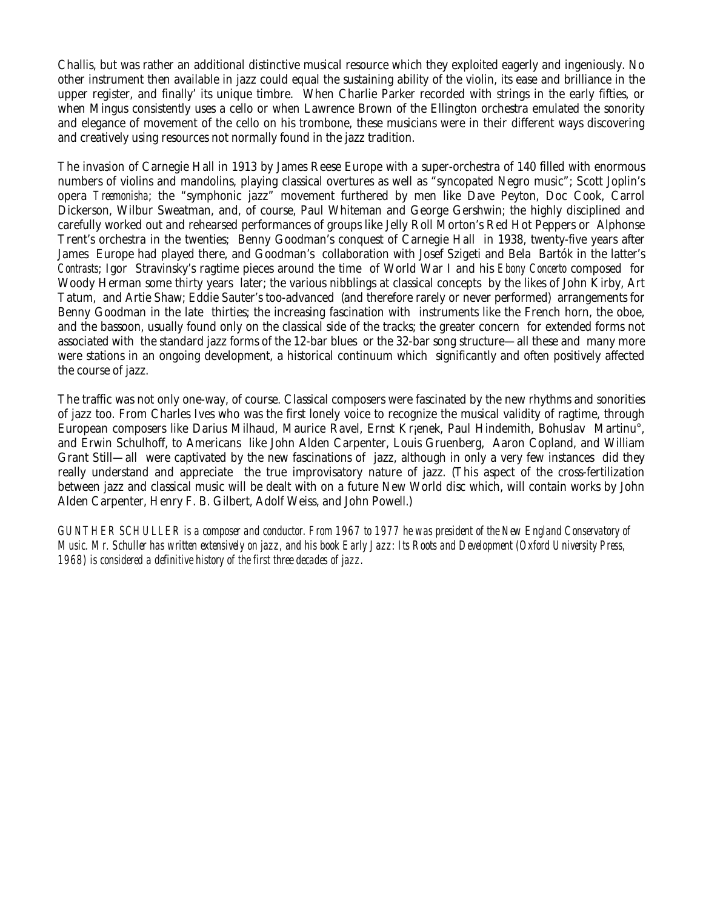Challis, but was rather an additional distinctive musical resource which they exploited eagerly and ingeniously. No other instrument then available in jazz could equal the sustaining ability of the violin, its ease and brilliance in the upper register, and finally' its unique timbre. When Charlie Parker recorded with strings in the early fifties, or when Mingus consistently uses a cello or when Lawrence Brown of the Ellington orchestra emulated the sonority and elegance of movement of the cello on his trombone, these musicians were in their different ways discovering and creatively using resources not normally found in the jazz tradition.

The invasion of Carnegie Hall in 1913 by James Reese Europe with a super-orchestra of 140 filled with enormous numbers of violins and mandolins, playing classical overtures as well as "syncopated Negro music"; Scott Joplin's opera *Treemonisha*; the "symphonic jazz" movement furthered by men like Dave Peyton, Doc Cook, Carrol Dickerson, Wilbur Sweatman, and, of course, Paul Whiteman and George Gershwin; the highly disciplined and carefully worked out and rehearsed performances of groups like Jelly Roll Morton's Red Hot Peppers or Alphonse Trent's orchestra in the twenties; Benny Goodman's conquest of Carnegie Hall in 1938, twenty-five years after James Europe had played there, and Goodman's collaboration with Josef Szigeti and Bela Bartók in the latter's *Contrasts*; Igor Stravinsky's ragtime pieces around the time of World War I and his *Ebony Concerto* composed for Woody Herman some thirty years later; the various nibblings at classical concepts by the likes of John Kirby, Art Tatum, and Artie Shaw; Eddie Sauter's too-advanced (and therefore rarely or never performed) arrangements for Benny Goodman in the late thirties; the increasing fascination with instruments like the French horn, the oboe, and the bassoon, usually found only on the classical side of the tracks; the greater concern for extended forms not associated with the standard jazz forms of the 12-bar blues or the 32-bar song structure—all these and many more were stations in an ongoing development, a historical continuum which significantly and often positively affected the course of jazz.

The traffic was not only one-way, of course. Classical composers were fascinated by the new rhythms and sonorities of jazz too. From Charles Ives who was the first lonely voice to recognize the musical validity of ragtime, through European composers like Darius Milhaud, Maurice Ravel, Ernst Kr¡enek, Paul Hindemith, Bohuslav Martinu°, and Erwin Schulhoff, to Americans like John Alden Carpenter, Louis Gruenberg, Aaron Copland, and William Grant Still—all were captivated by the new fascinations of jazz, although in only a very few instances did they really understand and appreciate the true improvisatory nature of jazz. (This aspect of the cross-fertilization between jazz and classical music will be dealt with on a future New World disc which, will contain works by John Alden Carpenter, Henry F. B. Gilbert, Adolf Weiss, and John Powell.)

*GUNTHER SCHULLER is a composer and conductor. From 1967 to 1977 he was president of the New England Conservatory of Music. Mr. Schuller has written extensively on jazz, and his book Early Jazz: Its Roots and Development (Oxford University Press, 1968) is considered a definitive history of the first three decades of jazz.*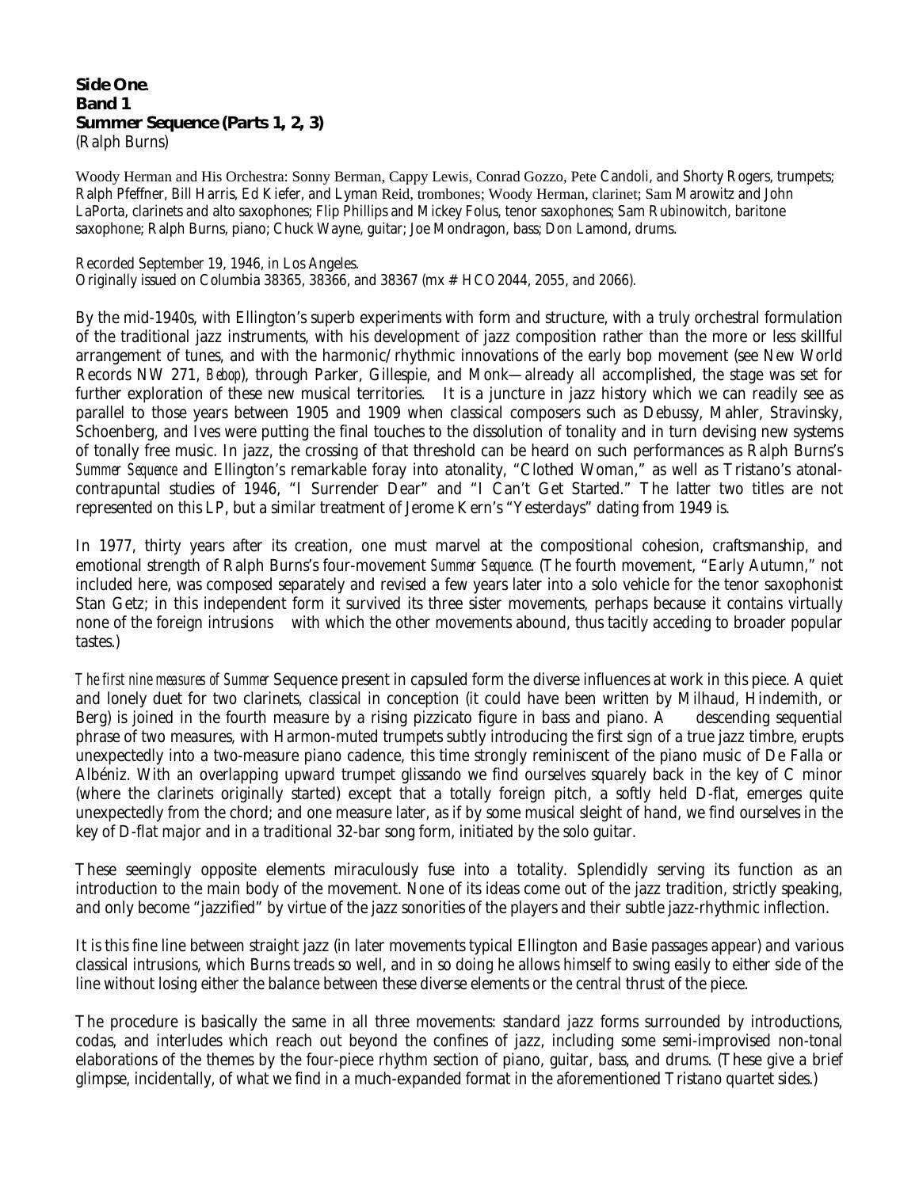**Side One.**
**Band 1**
**Summer Sequence (Parts 1, 2, 3)**
(Ralph Burns)

Woody Herman and His Orchestra: Sonny Berman, Cappy Lewis, Conrad Gozzo, Pete Candoli, and Shorty Rogers, trumpets; Ralph Pfeffner, Bill Harris, Ed Kiefer, and Lyman Reid, trombones; Woody Herman, clarinet; Sam Marowitz and John LaPorta, clarinets and alto saxophones; Flip Phillips and Mickey Folus, tenor saxophones; Sam Rubinowitch, baritone saxophone; Ralph Burns, piano; Chuck Wayne, guitar; Joe Mondragon, bass; Don Lamond, drums.

Recorded September 19, 1946, in Los Angeles.
Originally issued on Columbia 38365, 38366, and 38367 (mx # HCO 2044, 2055, and 2066).

By the mid-1940s, with Ellington's superb experiments with form and structure, with a truly orchestral formulation of the traditional jazz instruments, with his development of jazz composition rather than the more or less skillful arrangement of tunes, and with the harmonic/rhythmic innovations of the early bop movement (see New World Records NW 271, *Bebop*), through Parker, Gillespie, and Monk—already all accomplished, the stage was set for further exploration of these new musical territories. It is a juncture in jazz history which we can readily see as parallel to those years between 1905 and 1909 when classical composers such as Debussy, Mahler, Stravinsky, Schoenberg, and Ives were putting the final touches to the dissolution of tonality and in turn devising new systems of tonally free music. In jazz, the crossing of that threshold can be heard on such performances as Ralph Burns's *Summer Sequence* and Ellington's remarkable foray into atonality, "Clothed Woman," as well as Tristano's atonal-contrapuntal studies of 1946, "I Surrender Dear" and "I Can't Get Started." The latter two titles are not represented on this LP, but a similar treatment of Jerome Kern's "Yesterdays" dating from 1949 is.

In 1977, thirty years after its creation, one must marvel at the compositional cohesion, craftsmanship, and emotional strength of Ralph Burns's four-movement *Summer Sequence*. (The fourth movement, "Early Autumn," not included here, was composed separately and revised a few years later into a solo vehicle for the tenor saxophonist Stan Getz; in this independent form it survived its three sister movements, perhaps because it contains virtually none of the foreign intrusions with which the other movements abound, thus tacitly acceding to broader popular tastes.)

*The first nine measures of Summer* Sequence present in capsuled form the diverse influences at work in this piece. A quiet and lonely duet for two clarinets, classical in conception (it could have been written by Milhaud, Hindemith, or Berg) is joined in the fourth measure by a rising pizzicato figure in bass and piano. A descending sequential phrase of two measures, with Harmon-muted trumpets subtly introducing the first sign of a true jazz timbre, erupts unexpectedly into a two-measure piano cadence, this time strongly reminiscent of the piano music of De Falla or Albéniz. With an overlapping upward trumpet glissando we find ourselves squarely back in the key of C minor (where the clarinets originally started) except that a totally foreign pitch, a softly held D-flat, emerges quite unexpectedly from the chord; and one measure later, as if by some musical sleight of hand, we find ourselves in the key of D-flat major and in a traditional 32-bar song form, initiated by the solo guitar.

These seemingly opposite elements miraculously fuse into a totality. Splendidly serving its function as an introduction to the main body of the movement. None of its ideas come out of the jazz tradition, strictly speaking, and only become "jazzified" by virtue of the jazz sonorities of the players and their subtle jazz-rhythmic inflection.

It is this fine line between straight jazz (in later movements typical Ellington and Basie passages appear) and various classical intrusions, which Burns treads so well, and in so doing he allows himself to swing easily to either side of the line without losing either the balance between these diverse elements or the central thrust of the piece.

The procedure is basically the same in all three movements: standard jazz forms surrounded by introductions, codas, and interludes which reach out beyond the confines of jazz, including some semi-improvised non-tonal elaborations of the themes by the four-piece rhythm section of piano, guitar, bass, and drums. (These give a brief glimpse, incidentally, of what we find in a much-expanded format in the aforementioned Tristano quartet sides.)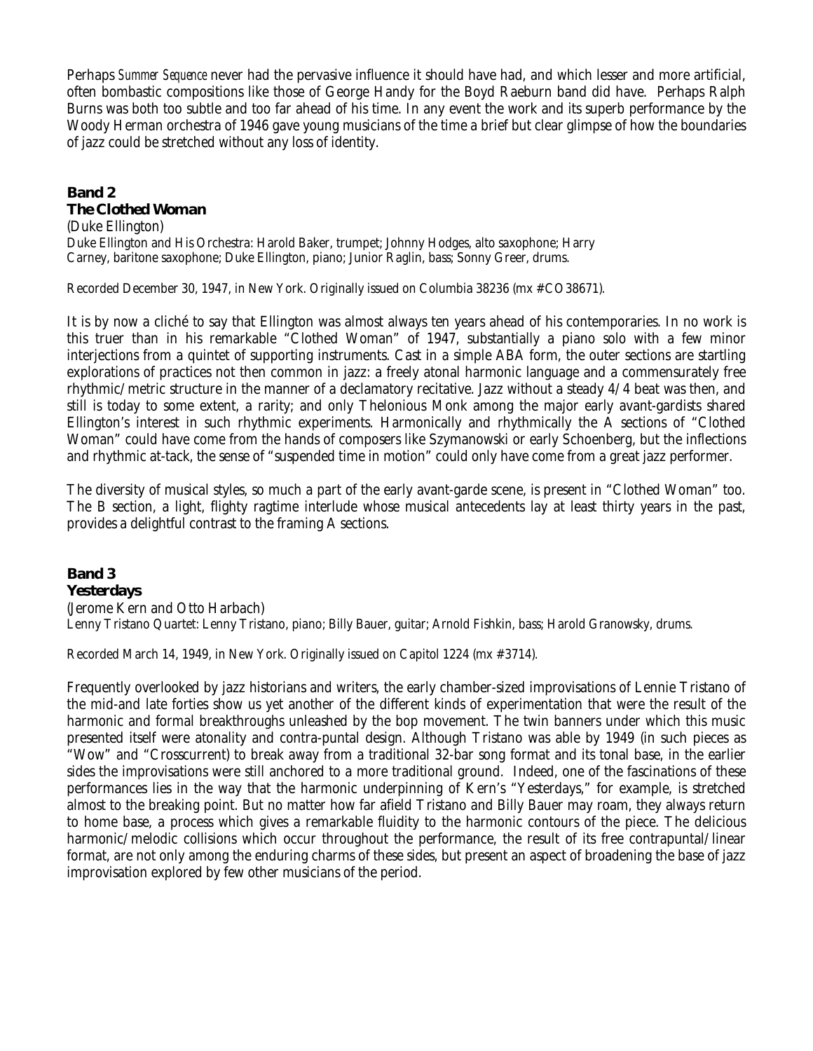Perhaps *Summer Sequence* never had the pervasive influence it should have had, and which lesser and more artificial, often bombastic compositions like those of George Handy for the Boyd Raeburn band did have. Perhaps Ralph Burns was both too subtle and too far ahead of his time. In any event the work and its superb performance by the Woody Herman orchestra of 1946 gave young musicians of the time a brief but clear glimpse of how the boundaries of jazz could be stretched without any loss of identity.

### Band 2
### The Clothed Woman

(Duke Ellington)
Duke Ellington and His Orchestra: Harold Baker, trumpet; Johnny Hodges, alto saxophone; Harry Carney, baritone saxophone; Duke Ellington, piano; Junior Raglin, bass; Sonny Greer, drums.

Recorded December 30, 1947, in New York. Originally issued on Columbia 38236 (mx #CO38671).

It is by now a cliché to say that Ellington was almost always ten years ahead of his contemporaries. In no work is this truer than in his remarkable "Clothed Woman" of 1947, substantially a piano solo with a few minor interjections from a quintet of supporting instruments. Cast in a simple ABA form, the outer sections are startling explorations of practices not then common in jazz: a freely atonal harmonic language and a commensurately free rhythmic/metric structure in the manner of a declamatory recitative. Jazz without a steady 4/4 beat was then, and still is today to some extent, a rarity; and only Thelonious Monk among the major early avant-gardists shared Ellington's interest in such rhythmic experiments. Harmonically and rhythmically the A sections of "Clothed Woman" could have come from the hands of composers like Szymanowski or early Schoenberg, but the inflections and rhythmic at-tack, the sense of "suspended time in motion" could only have come from a great jazz performer.

The diversity of musical styles, so much a part of the early avant-garde scene, is present in "Clothed Woman" too. The B section, a light, flighty ragtime interlude whose musical antecedents lay at least thirty years in the past, provides a delightful contrast to the framing A sections.

### Band 3
### Yesterdays

(Jerome Kern and Otto Harbach)
Lenny Tristano Quartet: Lenny Tristano, piano; Billy Bauer, guitar; Arnold Fishkin, bass; Harold Granowsky, drums.

Recorded March 14, 1949, in New York. Originally issued on Capitol 1224 (mx #3714).

Frequently overlooked by jazz historians and writers, the early chamber-sized improvisations of Lennie Tristano of the mid-and late forties show us yet another of the different kinds of experimentation that were the result of the harmonic and formal breakthroughs unleashed by the bop movement. The twin banners under which this music presented itself were atonality and contra-puntal design. Although Tristano was able by 1949 (in such pieces as "Wow" and "Crosscurrent) to break away from a traditional 32-bar song format and its tonal base, in the earlier sides the improvisations were still anchored to a more traditional ground. Indeed, one of the fascinations of these performances lies in the way that the harmonic underpinning of Kern's "Yesterdays," for example, is stretched almost to the breaking point. But no matter how far afield Tristano and Billy Bauer may roam, they always return to home base, a process which gives a remarkable fluidity to the harmonic contours of the piece. The delicious harmonic/melodic collisions which occur throughout the performance, the result of its free contrapuntal/linear format, are not only among the enduring charms of these sides, but present an aspect of broadening the base of jazz improvisation explored by few other musicians of the period.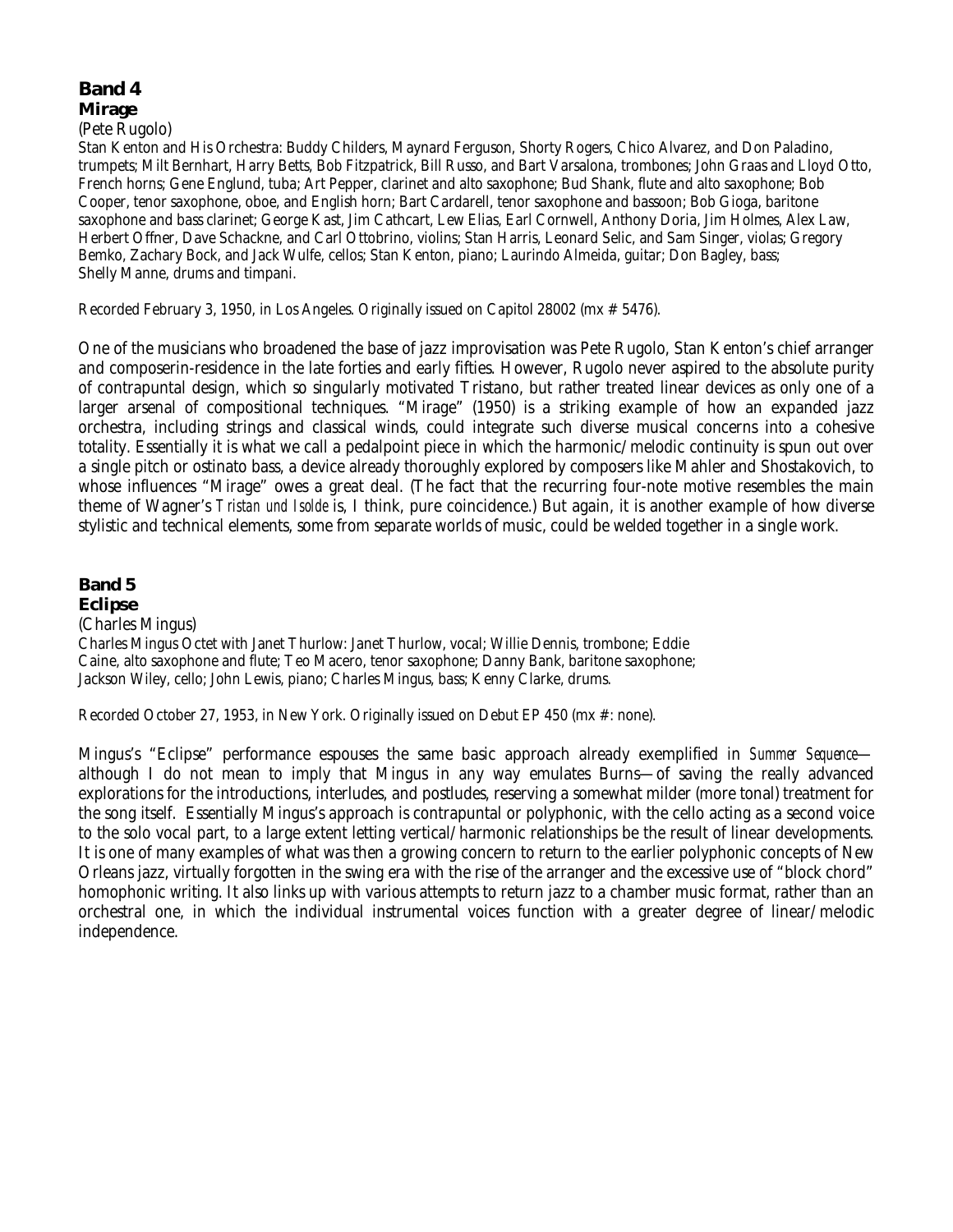## Band 4

### Mirage

(Pete Rugolo)

Stan Kenton and His Orchestra: Buddy Childers, Maynard Ferguson, Shorty Rogers, Chico Alvarez, and Don Paladino, trumpets; Milt Bernhart, Harry Betts, Bob Fitzpatrick, Bill Russo, and Bart Varsalona, trombones; John Graas and Lloyd Otto, French horns; Gene Englund, tuba; Art Pepper, clarinet and alto saxophone; Bud Shank, flute and alto saxophone; Bob Cooper, tenor saxophone, oboe, and English horn; Bart Cardarell, tenor saxophone and bassoon; Bob Gioga, baritone saxophone and bass clarinet; George Kast, Jim Cathcart, Lew Elias, Earl Cornwell, Anthony Doria, Jim Holmes, Alex Law, Herbert Offner, Dave Schackne, and Carl Ottobrino, violins; Stan Harris, Leonard Selic, and Sam Singer, violas; Gregory Bemko, Zachary Bock, and Jack Wulfe, cellos; Stan Kenton, piano; Laurindo Almeida, guitar; Don Bagley, bass; Shelly Manne, drums and timpani.

Recorded February 3, 1950, in Los Angeles. Originally issued on Capitol 28002 (mx # 5476).

One of the musicians who broadened the base of jazz improvisation was Pete Rugolo, Stan Kenton's chief arranger and composerin-residence in the late forties and early fifties. However, Rugolo never aspired to the absolute purity of contrapuntal design, which so singularly motivated Tristano, but rather treated linear devices as only one of a larger arsenal of compositional techniques. "Mirage" (1950) is a striking example of how an expanded jazz orchestra, including strings and classical winds, could integrate such diverse musical concerns into a cohesive totality. Essentially it is what we call a pedalpoint piece in which the harmonic/melodic continuity is spun out over a single pitch or ostinato bass, a device already thoroughly explored by composers like Mahler and Shostakovich, to whose influences "Mirage" owes a great deal. (The fact that the recurring four-note motive resembles the main theme of Wagner's *Tristan und Isolde* is, I think, pure coincidence.) But again, it is another example of how diverse stylistic and technical elements, some from separate worlds of music, could be welded together in a single work.

## Band 5

### Eclipse

(Charles Mingus)

Charles Mingus Octet with Janet Thurlow: Janet Thurlow, vocal; Willie Dennis, trombone; Eddie Caine, alto saxophone and flute; Teo Macero, tenor saxophone; Danny Bank, baritone saxophone; Jackson Wiley, cello; John Lewis, piano; Charles Mingus, bass; Kenny Clarke, drums.

Recorded October 27, 1953, in New York. Originally issued on Debut EP 450 (mx #: none).

Mingus's "Eclipse" performance espouses the same basic approach already exemplified in *Summer Sequence*—although I do not mean to imply that Mingus in any way emulates Burns—of saving the really advanced explorations for the introductions, interludes, and postludes, reserving a somewhat milder (more tonal) treatment for the song itself. Essentially Mingus's approach is contrapuntal or polyphonic, with the cello acting as a second voice to the solo vocal part, to a large extent letting vertical/harmonic relationships be the result of linear developments. It is one of many examples of what was then a growing concern to return to the earlier polyphonic concepts of New Orleans jazz, virtually forgotten in the swing era with the rise of the arranger and the excessive use of "block chord" homophonic writing. It also links up with various attempts to return jazz to a chamber music format, rather than an orchestral one, in which the individual instrumental voices function with a greater degree of linear/melodic independence.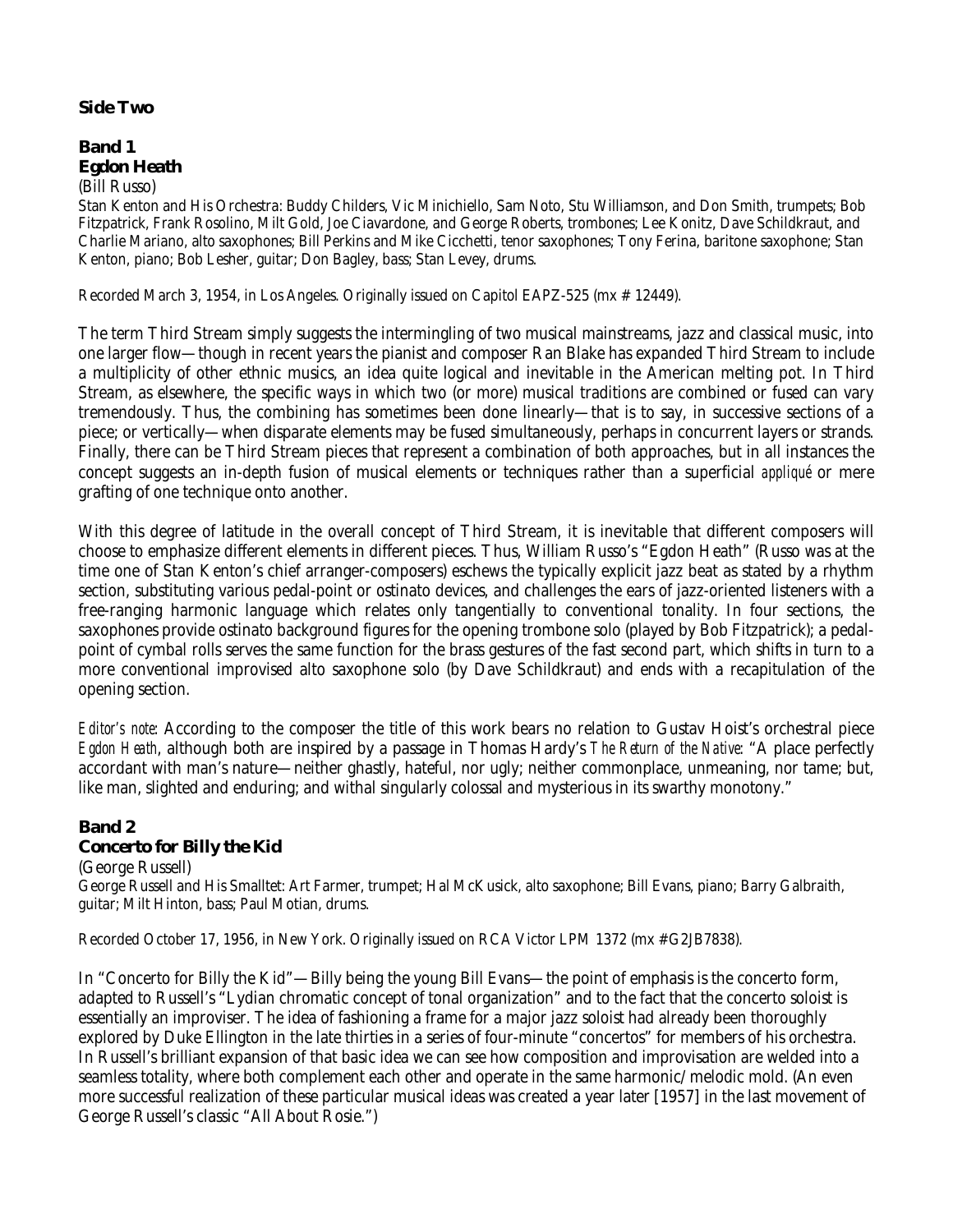## Side Two

### Band 1
### Egdon Heath

(Bill Russo)

Stan Kenton and His Orchestra: Buddy Childers, Vic Minichiello, Sam Noto, Stu Williamson, and Don Smith, trumpets; Bob Fitzpatrick, Frank Rosolino, Milt Gold, Joe Ciavardone, and George Roberts, trombones; Lee Konitz, Dave Schildkraut, and Charlie Mariano, alto saxophones; Bill Perkins and Mike Cicchetti, tenor saxophones; Tony Ferina, baritone saxophone; Stan Kenton, piano; Bob Lesher, guitar; Don Bagley, bass; Stan Levey, drums.

Recorded March 3, 1954, in Los Angeles. Originally issued on Capitol EAPZ-525 (mx # 12449).

The term Third Stream simply suggests the intermingling of two musical mainstreams, jazz and classical music, into one larger flow—though in recent years the pianist and composer Ran Blake has expanded Third Stream to include a multiplicity of other ethnic musics, an idea quite logical and inevitable in the American melting pot. In Third Stream, as elsewhere, the specific ways in which two (or more) musical traditions are combined or fused can vary tremendously. Thus, the combining has sometimes been done linearly—that is to say, in successive sections of a piece; or vertically—when disparate elements may be fused simultaneously, perhaps in concurrent layers or strands. Finally, there can be Third Stream pieces that represent a combination of both approaches, but in all instances the concept suggests an in-depth fusion of musical elements or techniques rather than a superficial *appliqué* or mere grafting of one technique onto another.

With this degree of latitude in the overall concept of Third Stream, it is inevitable that different composers will choose to emphasize different elements in different pieces. Thus, William Russo's "Egdon Heath" (Russo was at the time one of Stan Kenton's chief arranger-composers) eschews the typically explicit jazz beat as stated by a rhythm section, substituting various pedal-point or ostinato devices, and challenges the ears of jazz-oriented listeners with a free-ranging harmonic language which relates only tangentially to conventional tonality. In four sections, the saxophones provide ostinato background figures for the opening trombone solo (played by Bob Fitzpatrick); a pedal-point of cymbal rolls serves the same function for the brass gestures of the fast second part, which shifts in turn to a more conventional improvised alto saxophone solo (by Dave Schildkraut) and ends with a recapitulation of the opening section.

*Editor's note*: According to the composer the title of this work bears no relation to Gustav Hoist's orchestral piece *Egdon Heath*, although both are inspired by a passage in Thomas Hardy's *The Return of the Native*: "A place perfectly accordant with man's nature—neither ghastly, hateful, nor ugly; neither commonplace, unmeaning, nor tame; but, like man, slighted and enduring; and withal singularly colossal and mysterious in its swarthy monotony."

### Band 2
### Concerto for Billy the Kid

(George Russell)

George Russell and His Smalltet: Art Farmer, trumpet; Hal McKusick, alto saxophone; Bill Evans, piano; Barry Galbraith, guitar; Milt Hinton, bass; Paul Motian, drums.

Recorded October 17, 1956, in New York. Originally issued on RCA Victor LPM 1372 (mx # G2JB7838).

In "Concerto for Billy the Kid"—Billy being the young Bill Evans—the point of emphasis is the concerto form, adapted to Russell's "Lydian chromatic concept of tonal organization" and to the fact that the concerto soloist is essentially an improviser. The idea of fashioning a frame for a major jazz soloist had already been thoroughly explored by Duke Ellington in the late thirties in a series of four-minute "concertos" for members of his orchestra. In Russell's brilliant expansion of that basic idea we can see how composition and improvisation are welded into a seamless totality, where both complement each other and operate in the same harmonic/melodic mold. (An even more successful realization of these particular musical ideas was created a year later [1957] in the last movement of George Russell's classic "All About Rosie.")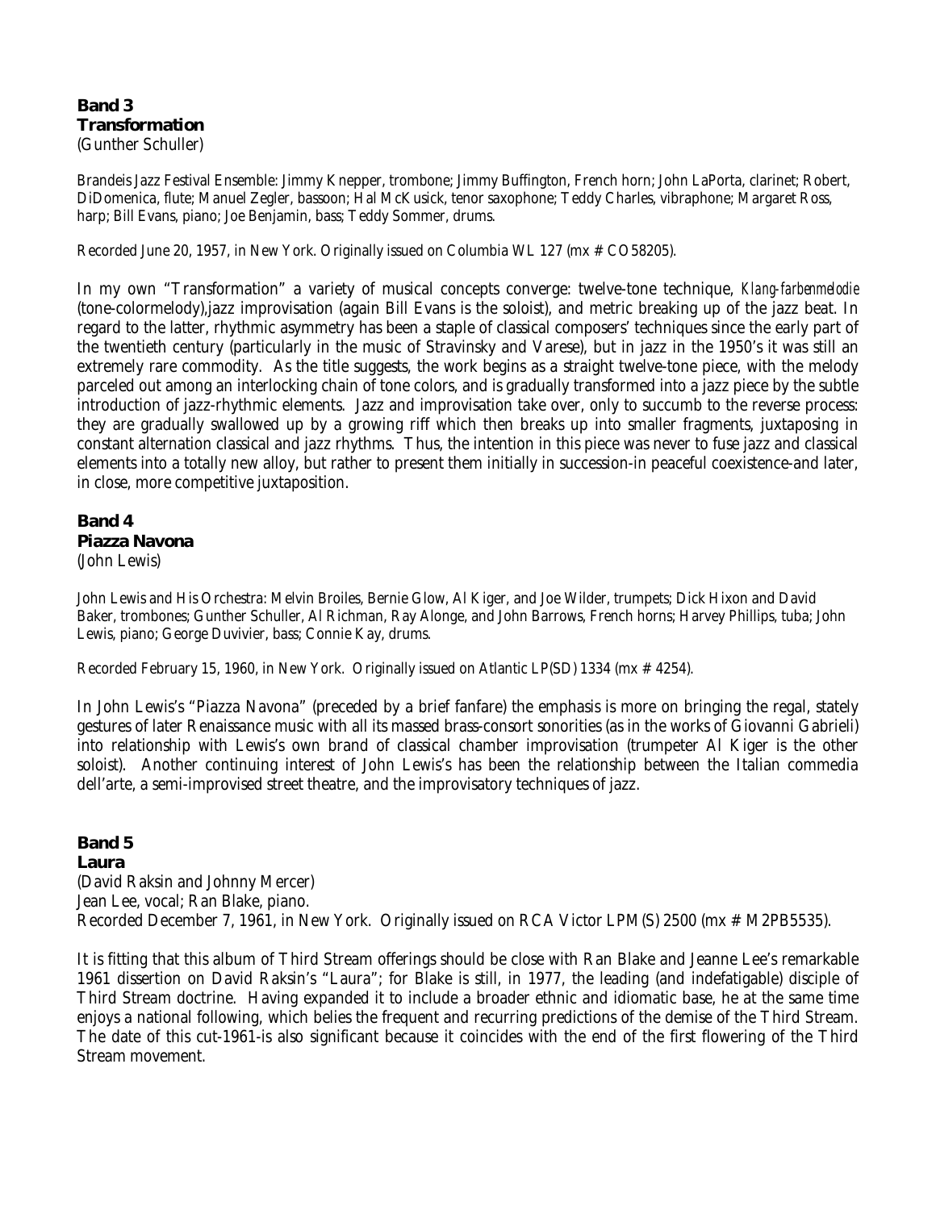**Band 3**
**Transformation**
(Gunther Schuller)

Brandeis Jazz Festival Ensemble: Jimmy Knepper, trombone; Jimmy Buffington, French horn; John LaPorta, clarinet; Robert, DiDomenica, flute; Manuel Zegler, bassoon; Hal McKusick, tenor saxophone; Teddy Charles, vibraphone; Margaret Ross, harp; Bill Evans, piano; Joe Benjamin, bass; Teddy Sommer, drums.

Recorded June 20, 1957, in New York. Originally issued on Columbia WL 127 (mx # CO58205).

In my own "Transformation" a variety of musical concepts converge: twelve-tone technique, *Klang-farbenmelodie* (tone-colormelody),jazz improvisation (again Bill Evans is the soloist), and metric breaking up of the jazz beat. In regard to the latter, rhythmic asymmetry has been a staple of classical composers' techniques since the early part of the twentieth century (particularly in the music of Stravinsky and Varese), but in jazz in the 1950's it was still an extremely rare commodity. As the title suggests, the work begins as a straight twelve-tone piece, with the melody parceled out among an interlocking chain of tone colors, and is gradually transformed into a jazz piece by the subtle introduction of jazz-rhythmic elements. Jazz and improvisation take over, only to succumb to the reverse process: they are gradually swallowed up by a growing riff which then breaks up into smaller fragments, juxtaposing in constant alternation classical and jazz rhythms. Thus, the intention in this piece was never to fuse jazz and classical elements into a totally new alloy, but rather to present them initially in succession-in peaceful coexistence-and later, in close, more competitive juxtaposition.

**Band 4**
**Piazza Navona**
(John Lewis)

John Lewis and His Orchestra: Melvin Broiles, Bernie Glow, Al Kiger, and Joe Wilder, trumpets; Dick Hixon and David Baker, trombones; Gunther Schuller, Al Richman, Ray Alonge, and John Barrows, French horns; Harvey Phillips, tuba; John Lewis, piano; George Duvivier, bass; Connie Kay, drums.

Recorded February 15, 1960, in New York. Originally issued on Atlantic LP(SD) 1334 (mx # 4254).

In John Lewis's "Piazza Navona" (preceded by a brief fanfare) the emphasis is more on bringing the regal, stately gestures of later Renaissance music with all its massed brass-consort sonorities (as in the works of Giovanni Gabrieli) into relationship with Lewis's own brand of classical chamber improvisation (trumpeter Al Kiger is the other soloist). Another continuing interest of John Lewis's has been the relationship between the Italian commedia dell'arte, a semi-improvised street theatre, and the improvisatory techniques of jazz.

**Band 5**
**Laura**
(David Raksin and Johnny Mercer)
Jean Lee, vocal; Ran Blake, piano.
Recorded December 7, 1961, in New York. Originally issued on RCA Victor LPM(S) 2500 (mx # M2PB5535).

It is fitting that this album of Third Stream offerings should be close with Ran Blake and Jeanne Lee's remarkable 1961 dissertion on David Raksin's "Laura"; for Blake is still, in 1977, the leading (and indefatigable) disciple of Third Stream doctrine. Having expanded it to include a broader ethnic and idiomatic base, he at the same time enjoys a national following, which belies the frequent and recurring predictions of the demise of the Third Stream. The date of this cut-1961-is also significant because it coincides with the end of the first flowering of the Third Stream movement.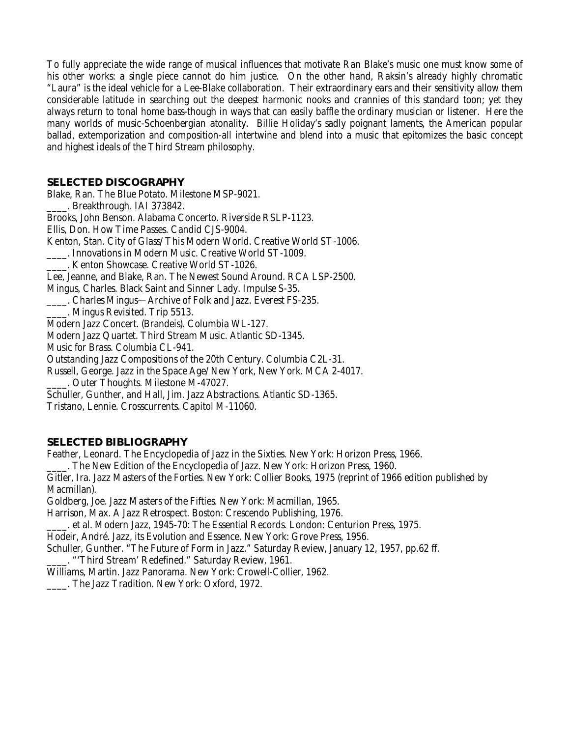To fully appreciate the wide range of musical influences that motivate Ran Blake's music one must know some of his other works: a single piece cannot do him justice. On the other hand, Raksin's already highly chromatic "Laura" is the ideal vehicle for a Lee-Blake collaboration. Their extraordinary ears and their sensitivity allow them considerable latitude in searching out the deepest harmonic nooks and crannies of this standard toon; yet they always return to tonal home bass-though in ways that can easily baffle the ordinary musician or listener. Here the many worlds of music-Schoenbergian atonality. Billie Holiday's sadly poignant laments, the American popular ballad, extemporization and composition-all intertwine and blend into a music that epitomizes the basic concept and highest ideals of the Third Stream philosophy.

## SELECTED DISCOGRAPHY

Blake, Ran. The Blue Potato. Milestone MSP-9021.
____. Breakthrough. IAI 373842.
Brooks, John Benson. Alabama Concerto. Riverside RSLP-1123.
Ellis, Don. How Time Passes. Candid CJS-9004.
Kenton, Stan. City of Glass/This Modern World. Creative World ST-1006.
____. Innovations in Modern Music. Creative World ST-1009.
____. Kenton Showcase. Creative World ST-1026.
Lee, Jeanne, and Blake, Ran. The Newest Sound Around. RCA LSP-2500.
Mingus, Charles. Black Saint and Sinner Lady. Impulse S-35.
____. Charles Mingus—Archive of Folk and Jazz. Everest FS-235.
____. Mingus Revisited. Trip 5513.
Modern Jazz Concert. (Brandeis). Columbia WL-127.
Modern Jazz Quartet. Third Stream Music. Atlantic SD-1345.
Music for Brass. Columbia CL-941.
Outstanding Jazz Compositions of the 20th Century. Columbia C2L-31.
Russell, George. Jazz in the Space Age/New York, New York. MCA 2-4017.
____. Outer Thoughts. Milestone M-47027.
Schuller, Gunther, and Hall, Jim. Jazz Abstractions. Atlantic SD-1365.
Tristano, Lennie. Crosscurrents. Capitol M-11060.

## SELECTED BIBLIOGRAPHY

Feather, Leonard. The Encyclopedia of Jazz in the Sixties. New York: Horizon Press, 1966.
____. The New Edition of the Encyclopedia of Jazz. New York: Horizon Press, 1960.
Gitler, Ira. Jazz Masters of the Forties. New York: Collier Books, 1975 (reprint of 1966 edition published by Macmillan).
Goldberg, Joe. Jazz Masters of the Fifties. New York: Macmillan, 1965.
Harrison, Max. A Jazz Retrospect. Boston: Crescendo Publishing, 1976.
____. et al. Modern Jazz, 1945-70: The Essential Records. London: Centurion Press, 1975.
Hodeir, André. Jazz, its Evolution and Essence. New York: Grove Press, 1956.
Schuller, Gunther. "The Future of Form in Jazz." Saturday Review, January 12, 1957, pp.62 ff.
____. "'Third Stream' Redefined." Saturday Review, 1961.
Williams, Martin. Jazz Panorama. New York: Crowell-Collier, 1962.
____. The Jazz Tradition. New York: Oxford, 1972.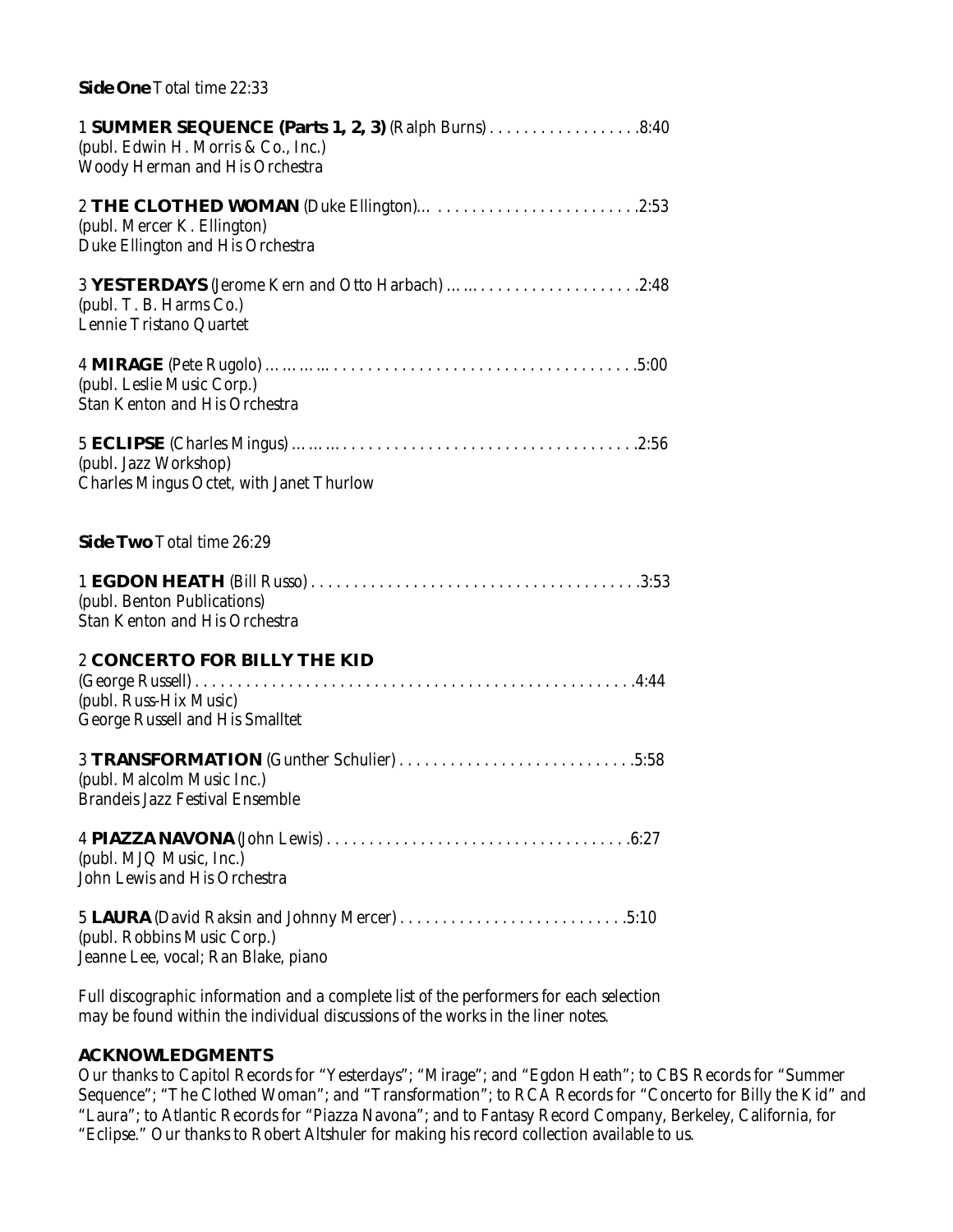**Side One** Total time 22:33

1 **SUMMER SEQUENCE (Parts 1, 2, 3)** (Ralph Burns) . . . . . . . . . . . . . . . . . .8:40
(publ. Edwin H. Morris & Co., Inc.)
Woody Herman and His Orchestra

2 **THE CLOTHED WOMAN** (Duke Ellington)… . . . . . . . . . . . . . . . . . . . . . . . .2:53
(publ. Mercer K. Ellington)
Duke Ellington and His Orchestra

3 **YESTERDAYS** (Jerome Kern and Otto Harbach) ……. . . . . . . . . . . . . . . . . . . .2:48
(publ. T. B. Harms Co.)
Lennie Tristano Quartet

4 **MIRAGE** (Pete Rugolo) ………… . . . . . . . . . . . . . . . . . . . . . . . . . . . . . . . . . . . .5:00
(publ. Leslie Music Corp.)
Stan Kenton and His Orchestra

5 **ECLIPSE** (Charles Mingus) ……… . . . . . . . . . . . . . . . . . . . . . . . . . . . . . . . . . . .2:56
(publ. Jazz Workshop)
Charles Mingus Octet, with Janet Thurlow

**Side Two** Total time 26:29

1 **EGDON HEATH** (Bill Russo) . . . . . . . . . . . . . . . . . . . . . . . . . . . . . . . . . . . . . . .3:53
(publ. Benton Publications)
Stan Kenton and His Orchestra

2 **CONCERTO FOR BILLY THE KID**
(George Russell) . . . . . . . . . . . . . . . . . . . . . . . . . . . . . . . . . . . . . . . . . . . . . . . . . . . .4:44
(publ. Russ-Hix Music)
George Russell and His Smalltet

3 **TRANSFORMATION** (Gunther Schulier) . . . . . . . . . . . . . . . . . . . . . . . . . . . .5:58
(publ. Malcolm Music Inc.)
Brandeis Jazz Festival Ensemble

4 **PIAZZA NAVONA** (John Lewis) . . . . . . . . . . . . . . . . . . . . . . . . . . . . . . . . . . . .6:27
(publ. MJQ Music, Inc.)
John Lewis and His Orchestra

5 **LAURA** (David Raksin and Johnny Mercer) . . . . . . . . . . . . . . . . . . . . . . . . . . .5:10
(publ. Robbins Music Corp.)
Jeanne Lee, vocal; Ran Blake, piano

Full discographic information and a complete list of the performers for each selection may be found within the individual discussions of the works in the liner notes.

## ACKNOWLEDGMENTS

Our thanks to Capitol Records for "Yesterdays"; "Mirage"; and "Egdon Heath"; to CBS Records for "Summer Sequence"; "The Clothed Woman"; and "Transformation"; to RCA Records for "Concerto for Billy the Kid" and "Laura"; to Atlantic Records for "Piazza Navona"; and to Fantasy Record Company, Berkeley, California, for "Eclipse." Our thanks to Robert Altshuler for making his record collection available to us.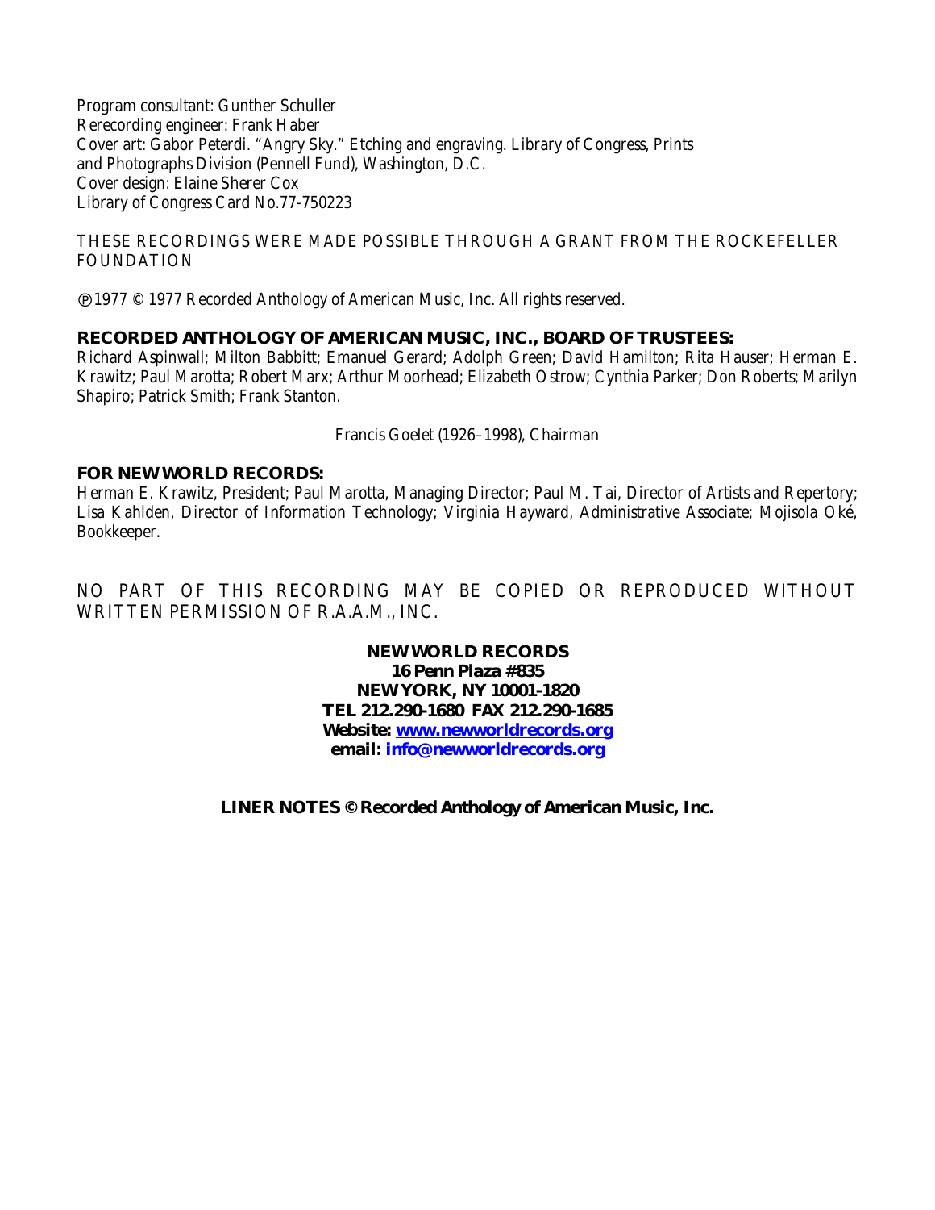Program consultant: Gunther Schuller
Rerecording engineer: Frank Haber
Cover art: Gabor Peterdi. "Angry Sky." Etching and engraving. Library of Congress, Prints and Photographs Division (Pennell Fund), Washington, D.C.
Cover design: Elaine Sherer Cox
Library of Congress Card No.77-750223

THESE RECORDINGS WERE MADE POSSIBLE THROUGH A GRANT FROM THE ROCKEFELLER FOUNDATION

℗1977 © 1977 Recorded Anthology of American Music, Inc. All rights reserved.

**RECORDED ANTHOLOGY OF AMERICAN MUSIC, INC., BOARD OF TRUSTEES:**
Richard Aspinwall; Milton Babbitt; Emanuel Gerard; Adolph Green; David Hamilton; Rita Hauser; Herman E. Krawitz; Paul Marotta; Robert Marx; Arthur Moorhead; Elizabeth Ostrow; Cynthia Parker; Don Roberts; Marilyn Shapiro; Patrick Smith; Frank Stanton.

Francis Goelet (1926–1998), Chairman

**FOR NEW WORLD RECORDS:**
Herman E. Krawitz, President; Paul Marotta, Managing Director; Paul M. Tai, Director of Artists and Repertory; Lisa Kahlden, Director of Information Technology; Virginia Hayward, Administrative Associate; Mojisola Oké, Bookkeeper.

NO PART OF THIS RECORDING MAY BE COPIED OR REPRODUCED WITHOUT WRITTEN PERMISSION OF R.A.A.M., INC.

**NEW WORLD RECORDS**
**16 Penn Plaza #835**
**NEW YORK, NY 10001-1820**
**TEL 212.290-1680 FAX 212.290-1685**
**Website: www.newworldrecords.org**
**email: info@newworldrecords.org**

**LINER NOTES © Recorded Anthology of American Music, Inc.**